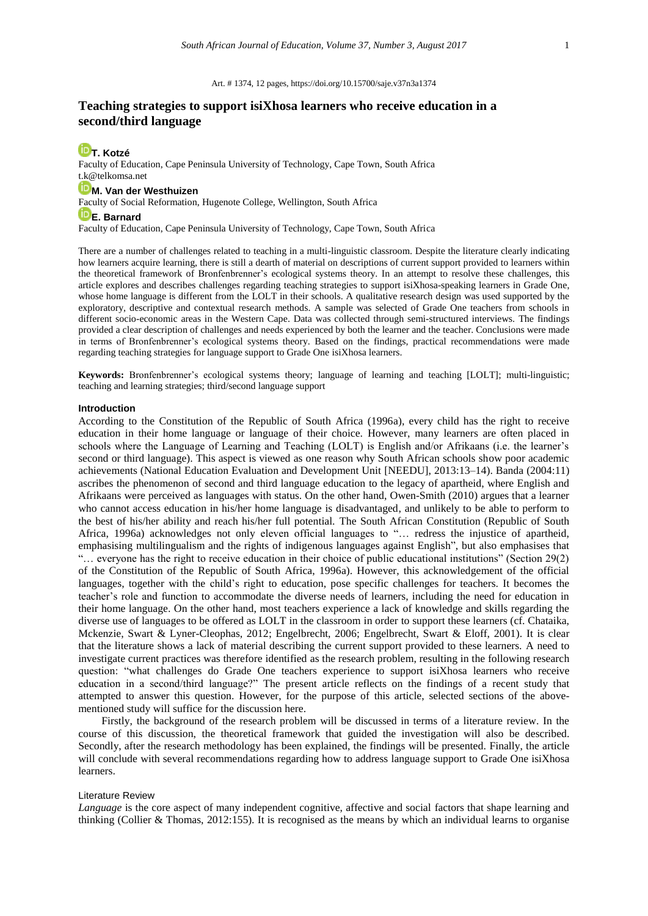Art. # 1374, 12 pages, https://doi.org/10.15700/saje.v37n3a1374

# Teaching strategies to support isiXhosa learners who receive education in a second/third language

**T. Kotzé**

Faculty of Education, Cape Peninsula University of Technology, Cape Town, South Africa
t.k@telkomsa.net

**M. Van der Westhuizen**

Faculty of Social Reformation, Hugenote College, Wellington, South Africa

**E. Barnard**

Faculty of Education, Cape Peninsula University of Technology, Cape Town, South Africa

There are a number of challenges related to teaching in a multi-linguistic classroom. Despite the literature clearly indicating how learners acquire learning, there is still a dearth of material on descriptions of current support provided to learners within the theoretical framework of Bronfenbrenner's ecological systems theory. In an attempt to resolve these challenges, this article explores and describes challenges regarding teaching strategies to support isiXhosa-speaking learners in Grade One, whose home language is different from the LOLT in their schools. A qualitative research design was used supported by the exploratory, descriptive and contextual research methods. A sample was selected of Grade One teachers from schools in different socio-economic areas in the Western Cape. Data was collected through semi-structured interviews. The findings provided a clear description of challenges and needs experienced by both the learner and the teacher. Conclusions were made in terms of Bronfenbrenner's ecological systems theory. Based on the findings, practical recommendations were made regarding teaching strategies for language support to Grade One isiXhosa learners.

**Keywords:** Bronfenbrenner's ecological systems theory; language of learning and teaching [LOLT]; multi-linguistic; teaching and learning strategies; third/second language support

## Introduction

According to the Constitution of the Republic of South Africa (1996a), every child has the right to receive education in their home language or language of their choice. However, many learners are often placed in schools where the Language of Learning and Teaching (LOLT) is English and/or Afrikaans (i.e. the learner's second or third language). This aspect is viewed as one reason why South African schools show poor academic achievements (National Education Evaluation and Development Unit [NEEDU], 2013:13–14). Banda (2004:11) ascribes the phenomenon of second and third language education to the legacy of apartheid, where English and Afrikaans were perceived as languages with status. On the other hand, Owen-Smith (2010) argues that a learner who cannot access education in his/her home language is disadvantaged, and unlikely to be able to perform to the best of his/her ability and reach his/her full potential. The South African Constitution (Republic of South Africa, 1996a) acknowledges not only eleven official languages to "… redress the injustice of apartheid, emphasising multilingualism and the rights of indigenous languages against English", but also emphasises that "… everyone has the right to receive education in their choice of public educational institutions" (Section 29(2) of the Constitution of the Republic of South Africa, 1996a). However, this acknowledgement of the official languages, together with the child's right to education, pose specific challenges for teachers. It becomes the teacher's role and function to accommodate the diverse needs of learners, including the need for education in their home language. On the other hand, most teachers experience a lack of knowledge and skills regarding the diverse use of languages to be offered as LOLT in the classroom in order to support these learners (cf. Chataika, Mckenzie, Swart & Lyner-Cleophas, 2012; Engelbrecht, 2006; Engelbrecht, Swart & Eloff, 2001). It is clear that the literature shows a lack of material describing the current support provided to these learners. A need to investigate current practices was therefore identified as the research problem, resulting in the following research question: "what challenges do Grade One teachers experience to support isiXhosa learners who receive education in a second/third language?" The present article reflects on the findings of a recent study that attempted to answer this question. However, for the purpose of this article, selected sections of the above-mentioned study will suffice for the discussion here.

Firstly, the background of the research problem will be discussed in terms of a literature review. In the course of this discussion, the theoretical framework that guided the investigation will also be described. Secondly, after the research methodology has been explained, the findings will be presented. Finally, the article will conclude with several recommendations regarding how to address language support to Grade One isiXhosa learners.

### Literature Review

*Language* is the core aspect of many independent cognitive, affective and social factors that shape learning and thinking (Collier & Thomas, 2012:155). It is recognised as the means by which an individual learns to organise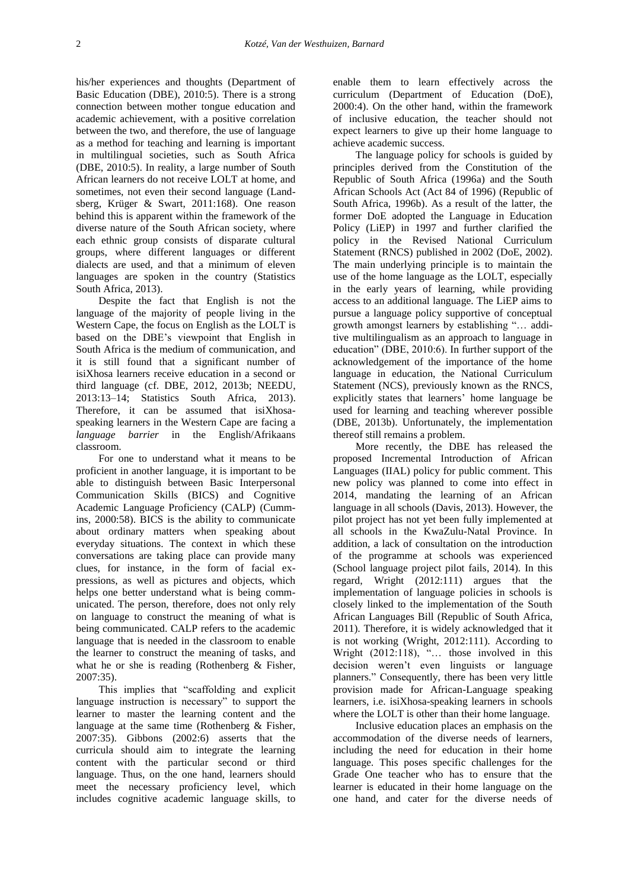his/her experiences and thoughts (Department of Basic Education (DBE), 2010:5). There is a strong connection between mother tongue education and academic achievement, with a positive correlation between the two, and therefore, the use of language as a method for teaching and learning is important in multilingual societies, such as South Africa (DBE, 2010:5). In reality, a large number of South African learners do not receive LOLT at home, and sometimes, not even their second language (Landsberg, Krüger & Swart, 2011:168). One reason behind this is apparent within the framework of the diverse nature of the South African society, where each ethnic group consists of disparate cultural groups, where different languages or different dialects are used, and that a minimum of eleven languages are spoken in the country (Statistics South Africa, 2013).

Despite the fact that English is not the language of the majority of people living in the Western Cape, the focus on English as the LOLT is based on the DBE's viewpoint that English in South Africa is the medium of communication, and it is still found that a significant number of isiXhosa learners receive education in a second or third language (cf. DBE, 2012, 2013b; NEEDU, 2013:13–14; Statistics South Africa, 2013). Therefore, it can be assumed that isiXhosa-speaking learners in the Western Cape are facing a *language barrier* in the English/Afrikaans classroom.

For one to understand what it means to be proficient in another language, it is important to be able to distinguish between Basic Interpersonal Communication Skills (BICS) and Cognitive Academic Language Proficiency (CALP) (Cummins, 2000:58). BICS is the ability to communicate about ordinary matters when speaking about everyday situations. The context in which these conversations are taking place can provide many clues, for instance, in the form of facial expressions, as well as pictures and objects, which helps one better understand what is being communicated. The person, therefore, does not only rely on language to construct the meaning of what is being communicated. CALP refers to the academic language that is needed in the classroom to enable the learner to construct the meaning of tasks, and what he or she is reading (Rothenberg & Fisher, 2007:35).

This implies that "scaffolding and explicit language instruction is necessary" to support the learner to master the learning content and the language at the same time (Rothenberg & Fisher, 2007:35). Gibbons (2002:6) asserts that the curricula should aim to integrate the learning content with the particular second or third language. Thus, on the one hand, learners should meet the necessary proficiency level, which includes cognitive academic language skills, to enable them to learn effectively across the curriculum (Department of Education (DoE), 2000:4). On the other hand, within the framework of inclusive education, the teacher should not expect learners to give up their home language to achieve academic success.

The language policy for schools is guided by principles derived from the Constitution of the Republic of South Africa (1996a) and the South African Schools Act (Act 84 of 1996) (Republic of South Africa, 1996b). As a result of the latter, the former DoE adopted the Language in Education Policy (LiEP) in 1997 and further clarified the policy in the Revised National Curriculum Statement (RNCS) published in 2002 (DoE, 2002). The main underlying principle is to maintain the use of the home language as the LOLT, especially in the early years of learning, while providing access to an additional language. The LiEP aims to pursue a language policy supportive of conceptual growth amongst learners by establishing "… additive multilingualism as an approach to language in education" (DBE, 2010:6). In further support of the acknowledgement of the importance of the home language in education, the National Curriculum Statement (NCS), previously known as the RNCS, explicitly states that learners' home language be used for learning and teaching wherever possible (DBE, 2013b). Unfortunately, the implementation thereof still remains a problem.

More recently, the DBE has released the proposed Incremental Introduction of African Languages (IIAL) policy for public comment. This new policy was planned to come into effect in 2014, mandating the learning of an African language in all schools (Davis, 2013). However, the pilot project has not yet been fully implemented at all schools in the KwaZulu-Natal Province. In addition, a lack of consultation on the introduction of the programme at schools was experienced (School language project pilot fails, 2014). In this regard, Wright (2012:111) argues that the implementation of language policies in schools is closely linked to the implementation of the South African Languages Bill (Republic of South Africa, 2011). Therefore, it is widely acknowledged that it is not working (Wright, 2012:111). According to Wright (2012:118), "… those involved in this decision weren't even linguists or language planners." Consequently, there has been very little provision made for African-Language speaking learners, i.e. isiXhosa-speaking learners in schools where the LOLT is other than their home language.

Inclusive education places an emphasis on the accommodation of the diverse needs of learners, including the need for education in their home language. This poses specific challenges for the Grade One teacher who has to ensure that the learner is educated in their home language on the one hand, and cater for the diverse needs of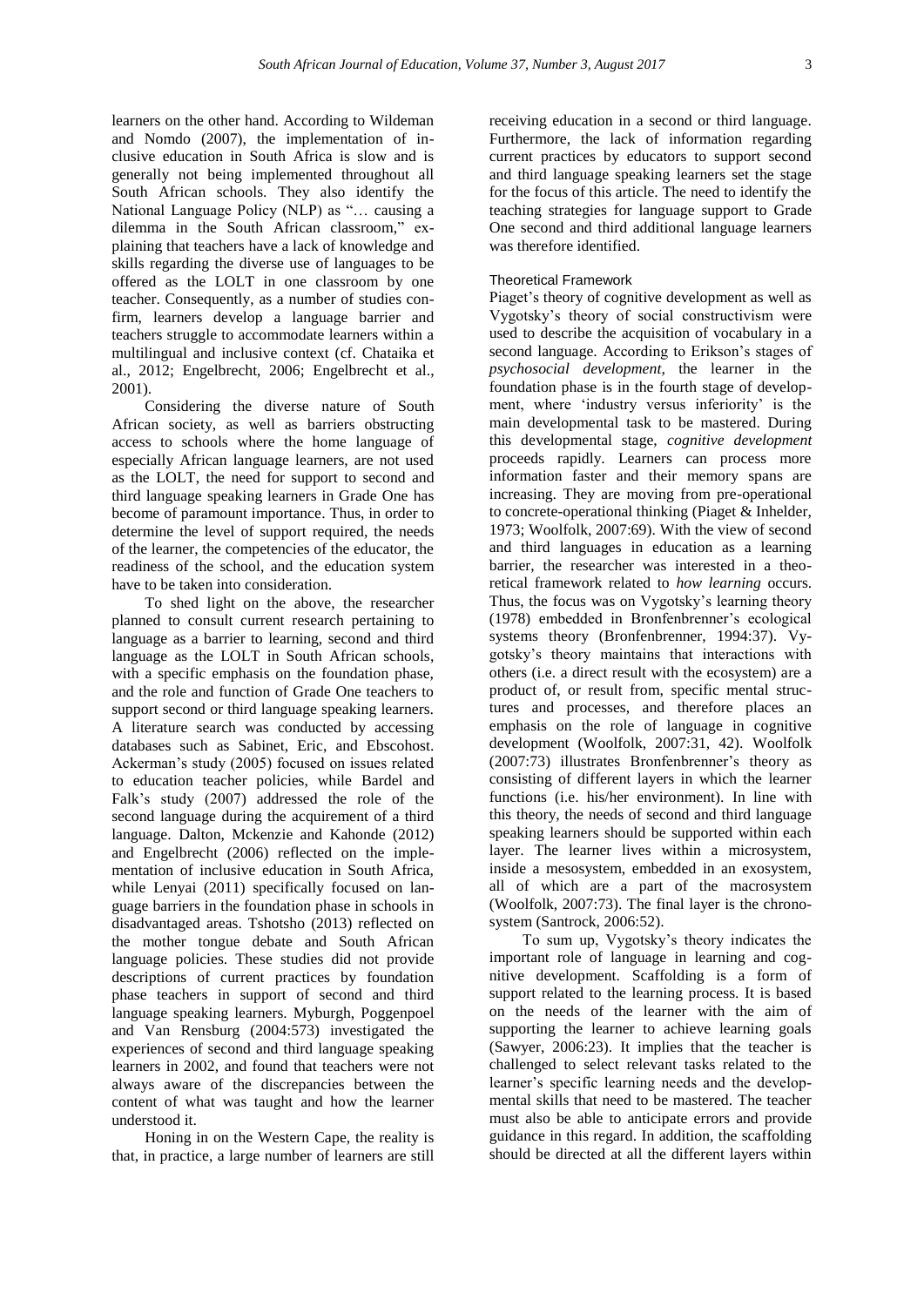learners on the other hand. According to Wildeman and Nomdo (2007), the implementation of inclusive education in South Africa is slow and is generally not being implemented throughout all South African schools. They also identify the National Language Policy (NLP) as "… causing a dilemma in the South African classroom," explaining that teachers have a lack of knowledge and skills regarding the diverse use of languages to be offered as the LOLT in one classroom by one teacher. Consequently, as a number of studies confirm, learners develop a language barrier and teachers struggle to accommodate learners within a multilingual and inclusive context (cf. Chataika et al., 2012; Engelbrecht, 2006; Engelbrecht et al., 2001).

Considering the diverse nature of South African society, as well as barriers obstructing access to schools where the home language of especially African language learners, are not used as the LOLT, the need for support to second and third language speaking learners in Grade One has become of paramount importance. Thus, in order to determine the level of support required, the needs of the learner, the competencies of the educator, the readiness of the school, and the education system have to be taken into consideration.

To shed light on the above, the researcher planned to consult current research pertaining to language as a barrier to learning, second and third language as the LOLT in South African schools, with a specific emphasis on the foundation phase, and the role and function of Grade One teachers to support second or third language speaking learners. A literature search was conducted by accessing databases such as Sabinet, Eric, and Ebscohost. Ackerman's study (2005) focused on issues related to education teacher policies, while Bardel and Falk's study (2007) addressed the role of the second language during the acquirement of a third language. Dalton, Mckenzie and Kahonde (2012) and Engelbrecht (2006) reflected on the implementation of inclusive education in South Africa, while Lenyai (2011) specifically focused on language barriers in the foundation phase in schools in disadvantaged areas. Tshotsho (2013) reflected on the mother tongue debate and South African language policies. These studies did not provide descriptions of current practices by foundation phase teachers in support of second and third language speaking learners. Myburgh, Poggenpoel and Van Rensburg (2004:573) investigated the experiences of second and third language speaking learners in 2002, and found that teachers were not always aware of the discrepancies between the content of what was taught and how the learner understood it.

Honing in on the Western Cape, the reality is that, in practice, a large number of learners are still receiving education in a second or third language. Furthermore, the lack of information regarding current practices by educators to support second and third language speaking learners set the stage for the focus of this article. The need to identify the teaching strategies for language support to Grade One second and third additional language learners was therefore identified.

## Theoretical Framework

Piaget's theory of cognitive development as well as Vygotsky's theory of social constructivism were used to describe the acquisition of vocabulary in a second language. According to Erikson's stages of *psychosocial development*, the learner in the foundation phase is in the fourth stage of development, where 'industry versus inferiority' is the main developmental task to be mastered. During this developmental stage, *cognitive development* proceeds rapidly. Learners can process more information faster and their memory spans are increasing. They are moving from pre-operational to concrete-operational thinking (Piaget & Inhelder, 1973; Woolfolk, 2007:69). With the view of second and third languages in education as a learning barrier, the researcher was interested in a theoretical framework related to *how learning* occurs. Thus, the focus was on Vygotsky's learning theory (1978) embedded in Bronfenbrenner's ecological systems theory (Bronfenbrenner, 1994:37). Vygotsky's theory maintains that interactions with others (i.e. a direct result with the ecosystem) are a product of, or result from, specific mental structures and processes, and therefore places an emphasis on the role of language in cognitive development (Woolfolk, 2007:31, 42). Woolfolk (2007:73) illustrates Bronfenbrenner's theory as consisting of different layers in which the learner functions (i.e. his/her environment). In line with this theory, the needs of second and third language speaking learners should be supported within each layer. The learner lives within a microsystem, inside a mesosystem, embedded in an exosystem, all of which are a part of the macrosystem (Woolfolk, 2007:73). The final layer is the chronosystem (Santrock, 2006:52).

To sum up, Vygotsky's theory indicates the important role of language in learning and cognitive development. Scaffolding is a form of support related to the learning process. It is based on the needs of the learner with the aim of supporting the learner to achieve learning goals (Sawyer, 2006:23). It implies that the teacher is challenged to select relevant tasks related to the learner's specific learning needs and the developmental skills that need to be mastered. The teacher must also be able to anticipate errors and provide guidance in this regard. In addition, the scaffolding should be directed at all the different layers within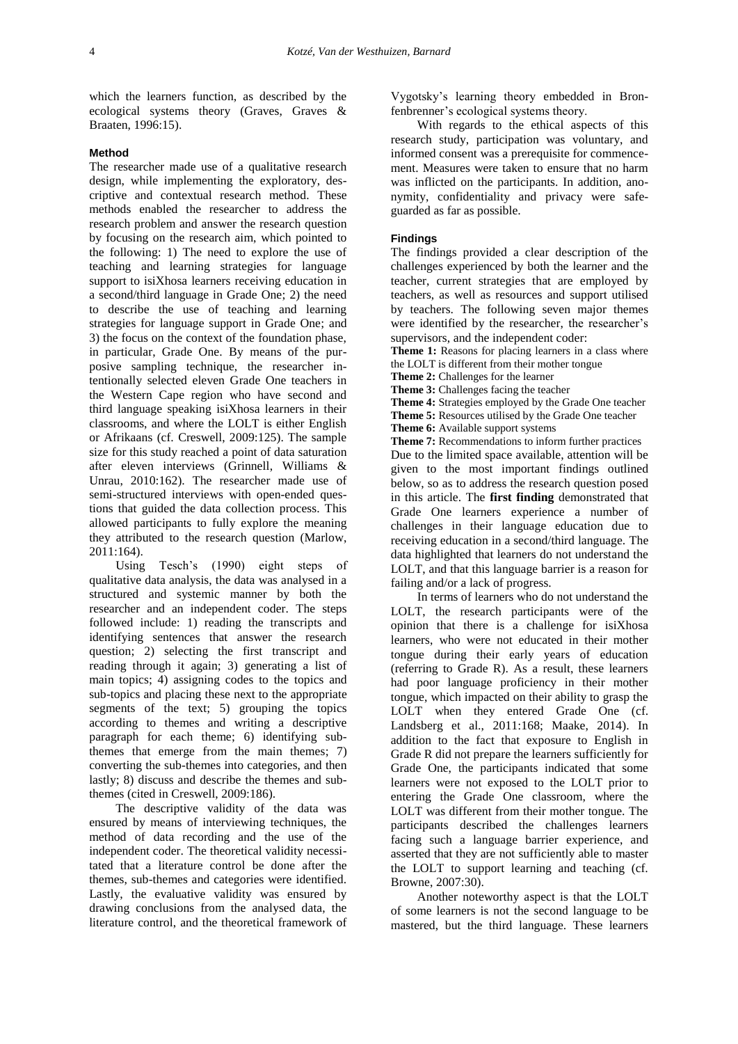which the learners function, as described by the ecological systems theory (Graves, Graves & Braaten, 1996:15).

### Method

The researcher made use of a qualitative research design, while implementing the exploratory, descriptive and contextual research method. These methods enabled the researcher to address the research problem and answer the research question by focusing on the research aim, which pointed to the following: 1) The need to explore the use of teaching and learning strategies for language support to isiXhosa learners receiving education in a second/third language in Grade One; 2) the need to describe the use of teaching and learning strategies for language support in Grade One; and 3) the focus on the context of the foundation phase, in particular, Grade One. By means of the purposive sampling technique, the researcher intentionally selected eleven Grade One teachers in the Western Cape region who have second and third language speaking isiXhosa learners in their classrooms, and where the LOLT is either English or Afrikaans (cf. Creswell, 2009:125). The sample size for this study reached a point of data saturation after eleven interviews (Grinnell, Williams & Unrau, 2010:162). The researcher made use of semi-structured interviews with open-ended questions that guided the data collection process. This allowed participants to fully explore the meaning they attributed to the research question (Marlow, 2011:164).

Using Tesch's (1990) eight steps of qualitative data analysis, the data was analysed in a structured and systemic manner by both the researcher and an independent coder. The steps followed include: 1) reading the transcripts and identifying sentences that answer the research question; 2) selecting the first transcript and reading through it again; 3) generating a list of main topics; 4) assigning codes to the topics and sub-topics and placing these next to the appropriate segments of the text; 5) grouping the topics according to themes and writing a descriptive paragraph for each theme; 6) identifying sub-themes that emerge from the main themes; 7) converting the sub-themes into categories, and then lastly; 8) discuss and describe the themes and sub-themes (cited in Creswell, 2009:186).

The descriptive validity of the data was ensured by means of interviewing techniques, the method of data recording and the use of the independent coder. The theoretical validity necessitated that a literature control be done after the themes, sub-themes and categories were identified. Lastly, the evaluative validity was ensured by drawing conclusions from the analysed data, the literature control, and the theoretical framework of Vygotsky's learning theory embedded in Bronfenbrenner's ecological systems theory.

With regards to the ethical aspects of this research study, participation was voluntary, and informed consent was a prerequisite for commencement. Measures were taken to ensure that no harm was inflicted on the participants. In addition, anonymity, confidentiality and privacy were safeguarded as far as possible.

### Findings

The findings provided a clear description of the challenges experienced by both the learner and the teacher, current strategies that are employed by teachers, as well as resources and support utilised by teachers. The following seven major themes were identified by the researcher, the researcher's supervisors, and the independent coder:

**Theme 1:** Reasons for placing learners in a class where the LOLT is different from their mother tongue
**Theme 2:** Challenges for the learner
**Theme 3:** Challenges facing the teacher
**Theme 4:** Strategies employed by the Grade One teacher
**Theme 5:** Resources utilised by the Grade One teacher
**Theme 6:** Available support systems
**Theme 7:** Recommendations to inform further practices

Due to the limited space available, attention will be given to the most important findings outlined below, so as to address the research question posed in this article. The **first finding** demonstrated that Grade One learners experience a number of challenges in their language education due to receiving education in a second/third language. The data highlighted that learners do not understand the LOLT, and that this language barrier is a reason for failing and/or a lack of progress.

In terms of learners who do not understand the LOLT, the research participants were of the opinion that there is a challenge for isiXhosa learners, who were not educated in their mother tongue during their early years of education (referring to Grade R). As a result, these learners had poor language proficiency in their mother tongue, which impacted on their ability to grasp the LOLT when they entered Grade One (cf. Landsberg et al., 2011:168; Maake, 2014). In addition to the fact that exposure to English in Grade R did not prepare the learners sufficiently for Grade One, the participants indicated that some learners were not exposed to the LOLT prior to entering the Grade One classroom, where the LOLT was different from their mother tongue. The participants described the challenges learners facing such a language barrier experience, and asserted that they are not sufficiently able to master the LOLT to support learning and teaching (cf. Browne, 2007:30).

Another noteworthy aspect is that the LOLT of some learners is not the second language to be mastered, but the third language. These learners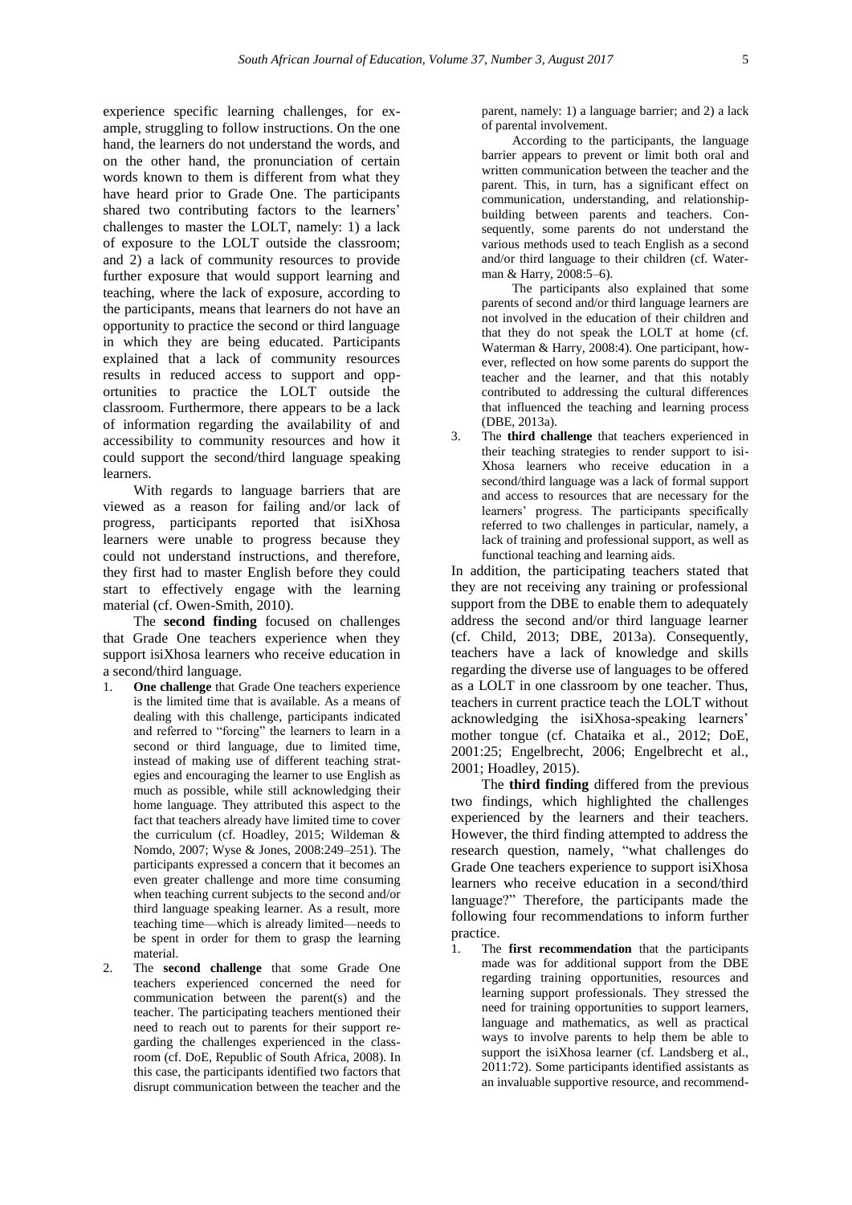experience specific learning challenges, for example, struggling to follow instructions. On the one hand, the learners do not understand the words, and on the other hand, the pronunciation of certain words known to them is different from what they have heard prior to Grade One. The participants shared two contributing factors to the learners' challenges to master the LOLT, namely: 1) a lack of exposure to the LOLT outside the classroom; and 2) a lack of community resources to provide further exposure that would support learning and teaching, where the lack of exposure, according to the participants, means that learners do not have an opportunity to practice the second or third language in which they are being educated. Participants explained that a lack of community resources results in reduced access to support and opportunities to practice the LOLT outside the classroom. Furthermore, there appears to be a lack of information regarding the availability of and accessibility to community resources and how it could support the second/third language speaking learners.

With regards to language barriers that are viewed as a reason for failing and/or lack of progress, participants reported that isiXhosa learners were unable to progress because they could not understand instructions, and therefore, they first had to master English before they could start to effectively engage with the learning material (cf. Owen-Smith, 2010).

The **second finding** focused on challenges that Grade One teachers experience when they support isiXhosa learners who receive education in a second/third language.

1. **One challenge** that Grade One teachers experience is the limited time that is available. As a means of dealing with this challenge, participants indicated and referred to "forcing" the learners to learn in a second or third language, due to limited time, instead of making use of different teaching strategies and encouraging the learner to use English as much as possible, while still acknowledging their home language. They attributed this aspect to the fact that teachers already have limited time to cover the curriculum (cf. Hoadley, 2015; Wildeman & Nomdo, 2007; Wyse & Jones, 2008:249–251). The participants expressed a concern that it becomes an even greater challenge and more time consuming when teaching current subjects to the second and/or third language speaking learner. As a result, more teaching time—which is already limited—needs to be spent in order for them to grasp the learning material.
2. The **second challenge** that some Grade One teachers experienced concerned the need for communication between the parent(s) and the teacher. The participating teachers mentioned their need to reach out to parents for their support regarding the challenges experienced in the classroom (cf. DoE, Republic of South Africa, 2008). In this case, the participants identified two factors that disrupt communication between the teacher and the parent, namely: 1) a language barrier; and 2) a lack of parental involvement.

   According to the participants, the language barrier appears to prevent or limit both oral and written communication between the teacher and the parent. This, in turn, has a significant effect on communication, understanding, and relationship-building between parents and teachers. Consequently, some parents do not understand the various methods used to teach English as a second and/or third language to their children (cf. Waterman & Harry, 2008:5–6).

   The participants also explained that some parents of second and/or third language learners are not involved in the education of their children and that they do not speak the LOLT at home (cf. Waterman & Harry, 2008:4). One participant, however, reflected on how some parents do support the teacher and the learner, and that this notably contributed to addressing the cultural differences that influenced the teaching and learning process (DBE, 2013a).
3. The **third challenge** that teachers experienced in their teaching strategies to render support to isiXhosa learners who receive education in a second/third language was a lack of formal support and access to resources that are necessary for the learners' progress. The participants specifically referred to two challenges in particular, namely, a lack of training and professional support, as well as functional teaching and learning aids.

In addition, the participating teachers stated that they are not receiving any training or professional support from the DBE to enable them to adequately address the second and/or third language learner (cf. Child, 2013; DBE, 2013a). Consequently, teachers have a lack of knowledge and skills regarding the diverse use of languages to be offered as a LOLT in one classroom by one teacher. Thus, teachers in current practice teach the LOLT without acknowledging the isiXhosa-speaking learners' mother tongue (cf. Chataika et al., 2012; DoE, 2001:25; Engelbrecht, 2006; Engelbrecht et al., 2001; Hoadley, 2015).

The **third finding** differed from the previous two findings, which highlighted the challenges experienced by the learners and their teachers. However, the third finding attempted to address the research question, namely, "what challenges do Grade One teachers experience to support isiXhosa learners who receive education in a second/third language?" Therefore, the participants made the following four recommendations to inform further practice.

1. The **first recommendation** that the participants made was for additional support from the DBE regarding training opportunities, resources and learning support professionals. They stressed the need for training opportunities to support learners, language and mathematics, as well as practical ways to involve parents to help them be able to support the isiXhosa learner (cf. Landsberg et al., 2011:72). Some participants identified assistants as an invaluable supportive resource, and recommend-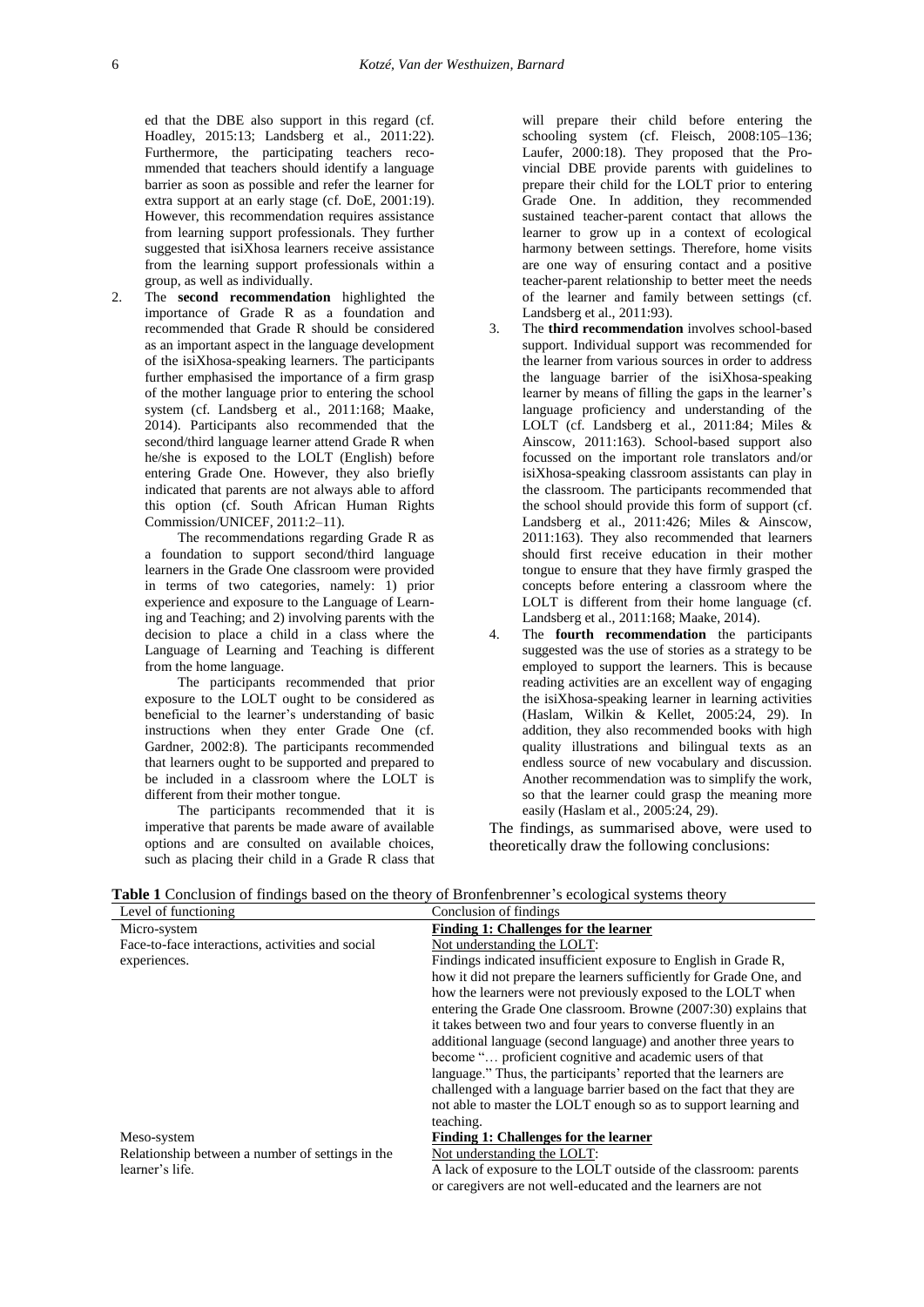ed that the DBE also support in this regard (cf. Hoadley, 2015:13; Landsberg et al., 2011:22). Furthermore, the participating teachers recommended that teachers should identify a language barrier as soon as possible and refer the learner for extra support at an early stage (cf. DoE, 2001:19). However, this recommendation requires assistance from learning support professionals. They further suggested that isiXhosa learners receive assistance from the learning support professionals within a group, as well as individually.

2. The **second recommendation** highlighted the importance of Grade R as a foundation and recommended that Grade R should be considered as an important aspect in the language development of the isiXhosa-speaking learners. The participants further emphasised the importance of a firm grasp of the mother language prior to entering the school system (cf. Landsberg et al., 2011:168; Maake, 2014). Participants also recommended that the second/third language learner attend Grade R when he/she is exposed to the LOLT (English) before entering Grade One. However, they also briefly indicated that parents are not always able to afford this option (cf. South African Human Rights Commission/UNICEF, 2011:2–11).

   The recommendations regarding Grade R as a foundation to support second/third language learners in the Grade One classroom were provided in terms of two categories, namely: 1) prior experience and exposure to the Language of Learning and Teaching; and 2) involving parents with the decision to place a child in a class where the Language of Learning and Teaching is different from the home language.

   The participants recommended that prior exposure to the LOLT ought to be considered as beneficial to the learner's understanding of basic instructions when they enter Grade One (cf. Gardner, 2002:8). The participants recommended that learners ought to be supported and prepared to be included in a classroom where the LOLT is different from their mother tongue.

   The participants recommended that it is imperative that parents be made aware of available options and are consulted on available choices, such as placing their child in a Grade R class that will prepare their child before entering the schooling system (cf. Fleisch, 2008:105–136; Laufer, 2000:18). They proposed that the Provincial DBE provide parents with guidelines to prepare their child for the LOLT prior to entering Grade One. In addition, they recommended sustained teacher-parent contact that allows the learner to grow up in a context of ecological harmony between settings. Therefore, home visits are one way of ensuring contact and a positive teacher-parent relationship to better meet the needs of the learner and family between settings (cf. Landsberg et al., 2011:93).

3. The **third recommendation** involves school-based support. Individual support was recommended for the learner from various sources in order to address the language barrier of the isiXhosa-speaking learner by means of filling the gaps in the learner's language proficiency and understanding of the LOLT (cf. Landsberg et al., 2011:84; Miles & Ainscow, 2011:163). School-based support also focussed on the important role translators and/or isiXhosa-speaking classroom assistants can play in the classroom. The participants recommended that the school should provide this form of support (cf. Landsberg et al., 2011:426; Miles & Ainscow, 2011:163). They also recommended that learners should first receive education in their mother tongue to ensure that they have firmly grasped the concepts before entering a classroom where the LOLT is different from their home language (cf. Landsberg et al., 2011:168; Maake, 2014).

4. The **fourth recommendation** the participants suggested was the use of stories as a strategy to be employed to support the learners. This is because reading activities are an excellent way of engaging the isiXhosa-speaking learner in learning activities (Haslam, Wilkin & Kellet, 2005:24, 29). In addition, they also recommended books with high quality illustrations and bilingual texts as an endless source of new vocabulary and discussion. Another recommendation was to simplify the work, so that the learner could grasp the meaning more easily (Haslam et al., 2005:24, 29).

The findings, as summarised above, were used to theoretically draw the following conclusions:

**Table 1** Conclusion of findings based on the theory of Bronfenbrenner's ecological systems theory

| Level of functioning | Conclusion of findings |
| --- | --- |
| Micro-system<br>Face-to-face interactions, activities and social experiences. | **Finding 1: Challenges for the learner**<br>Not understanding the LOLT:<br>Findings indicated insufficient exposure to English in Grade R, how it did not prepare the learners sufficiently for Grade One, and how the learners were not previously exposed to the LOLT when entering the Grade One classroom. Browne (2007:30) explains that it takes between two and four years to converse fluently in an additional language (second language) and another three years to become "… proficient cognitive and academic users of that language." Thus, the participants' reported that the learners are challenged with a language barrier based on the fact that they are not able to master the LOLT enough so as to support learning and teaching. |
| Meso-system<br>Relationship between a number of settings in the learner's life. | **Finding 1: Challenges for the learner**<br>Not understanding the LOLT:<br>A lack of exposure to the LOLT outside of the classroom: parents or caregivers are not well-educated and the learners are not |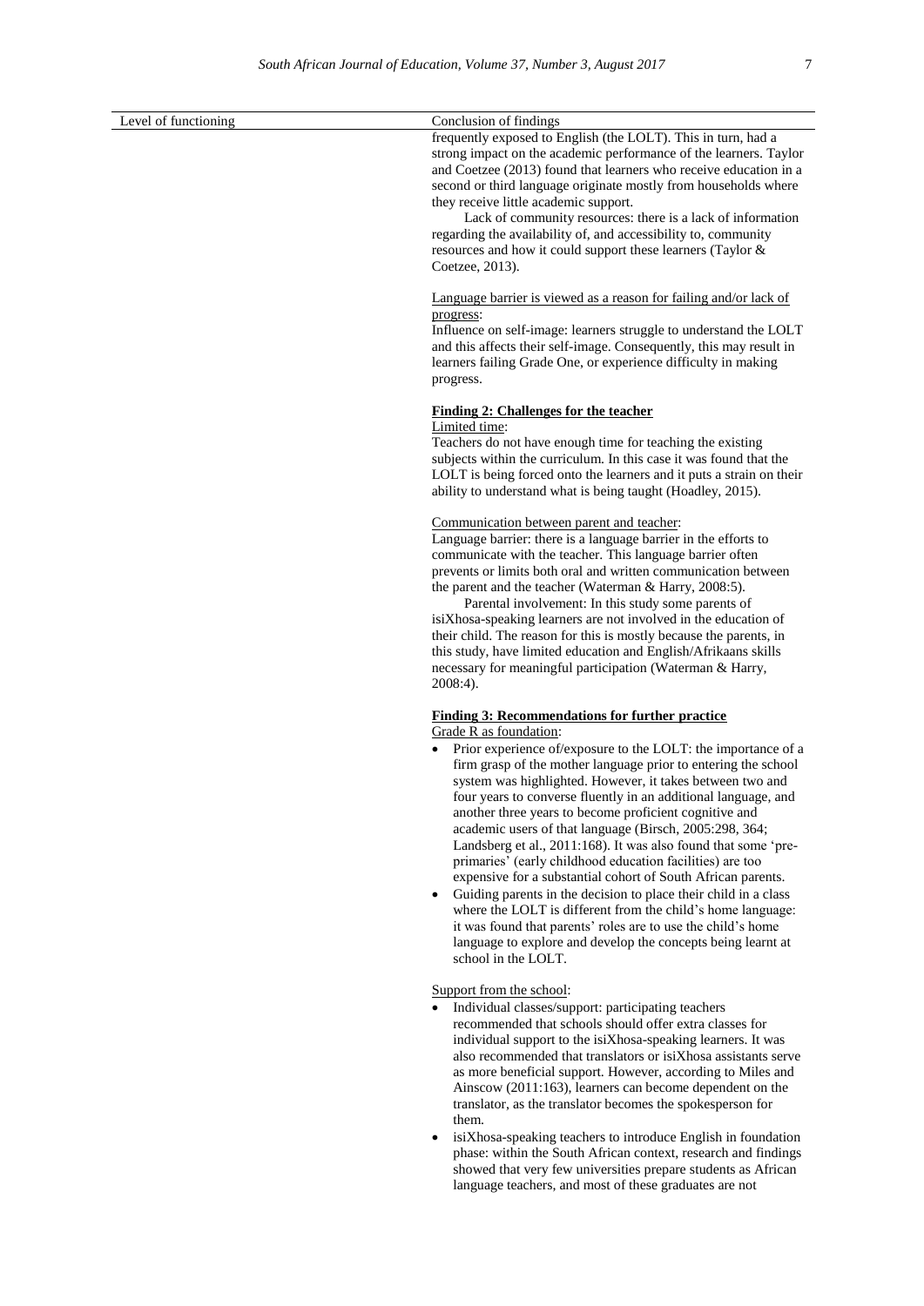| Level of functioning | Conclusion of findings |
|---|---|
| | frequently exposed to English (the LOLT). This in turn, had a strong impact on the academic performance of the learners. Taylor and Coetzee (2013) found that learners who receive education in a second or third language originate mostly from households where they receive little academic support.<br>Lack of community resources: there is a lack of information regarding the availability of, and accessibility to, community resources and how it could support these learners (Taylor & Coetzee, 2013).<br><br>Language barrier is viewed as a reason for failing and/or lack of progress:<br>Influence on self-image: learners struggle to understand the LOLT and this affects their self-image. Consequently, this may result in learners failing Grade One, or experience difficulty in making progress.<br><br>**Finding 2: Challenges for the teacher**<br>Limited time:<br>Teachers do not have enough time for teaching the existing subjects within the curriculum. In this case it was found that the LOLT is being forced onto the learners and it puts a strain on their ability to understand what is being taught (Hoadley, 2015).<br><br>Communication between parent and teacher:<br>Language barrier: there is a language barrier in the efforts to communicate with the teacher. This language barrier often prevents or limits both oral and written communication between the parent and the teacher (Waterman & Harry, 2008:5).<br>Parental involvement: In this study some parents of isiXhosa-speaking learners are not involved in the education of their child. The reason for this is mostly because the parents, in this study, have limited education and English/Afrikaans skills necessary for meaningful participation (Waterman & Harry, 2008:4).<br><br>**Finding 3: Recommendations for further practice**<br>Grade R as foundation:<br>• Prior experience of/exposure to the LOLT: the importance of a firm grasp of the mother language prior to entering the school system was highlighted. However, it takes between two and four years to converse fluently in an additional language, and another three years to become proficient cognitive and academic users of that language (Birsch, 2005:298, 364; Landsberg et al., 2011:168). It was also found that some 'pre-primaries' (early childhood education facilities) are too expensive for a substantial cohort of South African parents.<br>• Guiding parents in the decision to place their child in a class where the LOLT is different from the child's home language: it was found that parents' roles are to use the child's home language to explore and develop the concepts being learnt at school in the LOLT.<br><br>Support from the school:<br>• Individual classes/support: participating teachers recommended that schools should offer extra classes for individual support to the isiXhosa-speaking learners. It was also recommended that translators or isiXhosa assistants serve as more beneficial support. However, according to Miles and Ainscow (2011:163), learners can become dependent on the translator, as the translator becomes the spokesperson for them.<br>• isiXhosa-speaking teachers to introduce English in foundation phase: within the South African context, research and findings showed that very few universities prepare students as African language teachers, and most of these graduates are not |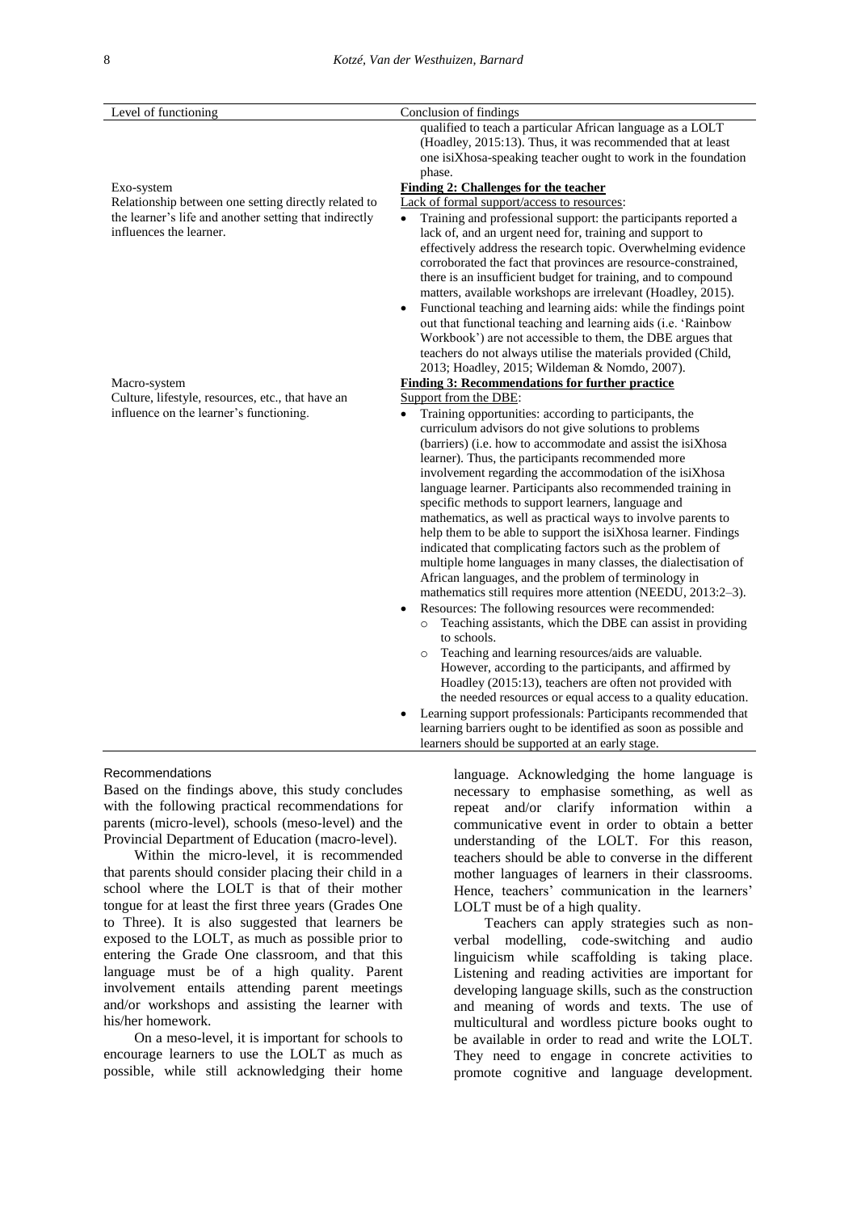| Level of functioning | Conclusion of findings |
|---|---|
| | qualified to teach a particular African language as a LOLT (Hoadley, 2015:13). Thus, it was recommended that at least one isiXhosa-speaking teacher ought to work in the foundation phase. |
| Exo-system<br>Relationship between one setting directly related to the learner's life and another setting that indirectly influences the learner. | **<u>Finding 2: Challenges for the teacher</u>**<br><u>Lack of formal support/access to resources</u>:<br>• Training and professional support: the participants reported a lack of, and an urgent need for, training and support to effectively address the research topic. Overwhelming evidence corroborated the fact that provinces are resource-constrained, there is an insufficient budget for training, and to compound matters, available workshops are irrelevant (Hoadley, 2015).<br>• Functional teaching and learning aids: while the findings point out that functional teaching and learning aids (i.e. 'Rainbow Workbook') are not accessible to them, the DBE argues that teachers do not always utilise the materials provided (Child, 2013; Hoadley, 2015; Wildeman & Nomdo, 2007). |
| Macro-system<br>Culture, lifestyle, resources, etc., that have an influence on the learner's functioning. | **<u>Finding 3: Recommendations for further practice</u>**<br><u>Support from the DBE</u>:<br>• Training opportunities: according to participants, the curriculum advisors do not give solutions to problems (barriers) (i.e. how to accommodate and assist the isiXhosa learner). Thus, the participants recommended more involvement regarding the accommodation of the isiXhosa language learner. Participants also recommended training in specific methods to support learners, language and mathematics, as well as practical ways to involve parents to help them to be able to support the isiXhosa learner. Findings indicated that complicating factors such as the problem of multiple home languages in many classes, the dialectisation of African languages, and the problem of terminology in mathematics still requires more attention (NEEDU, 2013:2–3).<br>• Resources: The following resources were recommended:<br>  ○ Teaching assistants, which the DBE can assist in providing to schools.<br>  ○ Teaching and learning resources/aids are valuable. However, according to the participants, and affirmed by Hoadley (2015:13), teachers are often not provided with the needed resources or equal access to a quality education.<br>• Learning support professionals: Participants recommended that learning barriers ought to be identified as soon as possible and learners should be supported at an early stage. |

## Recommendations

Based on the findings above, this study concludes with the following practical recommendations for parents (micro-level), schools (meso-level) and the Provincial Department of Education (macro-level).

Within the micro-level, it is recommended that parents should consider placing their child in a school where the LOLT is that of their mother tongue for at least the first three years (Grades One to Three). It is also suggested that learners be exposed to the LOLT, as much as possible prior to entering the Grade One classroom, and that this language must be of a high quality. Parent involvement entails attending parent meetings and/or workshops and assisting the learner with his/her homework.

On a meso-level, it is important for schools to encourage learners to use the LOLT as much as possible, while still acknowledging their home language. Acknowledging the home language is necessary to emphasise something, as well as repeat and/or clarify information within a communicative event in order to obtain a better understanding of the LOLT. For this reason, teachers should be able to converse in the different mother languages of learners in their classrooms. Hence, teachers' communication in the learners' LOLT must be of a high quality.

Teachers can apply strategies such as non-verbal modelling, code-switching and audio linguicism while scaffolding is taking place. Listening and reading activities are important for developing language skills, such as the construction and meaning of words and texts. The use of multicultural and wordless picture books ought to be available in order to read and write the LOLT. They need to engage in concrete activities to promote cognitive and language development.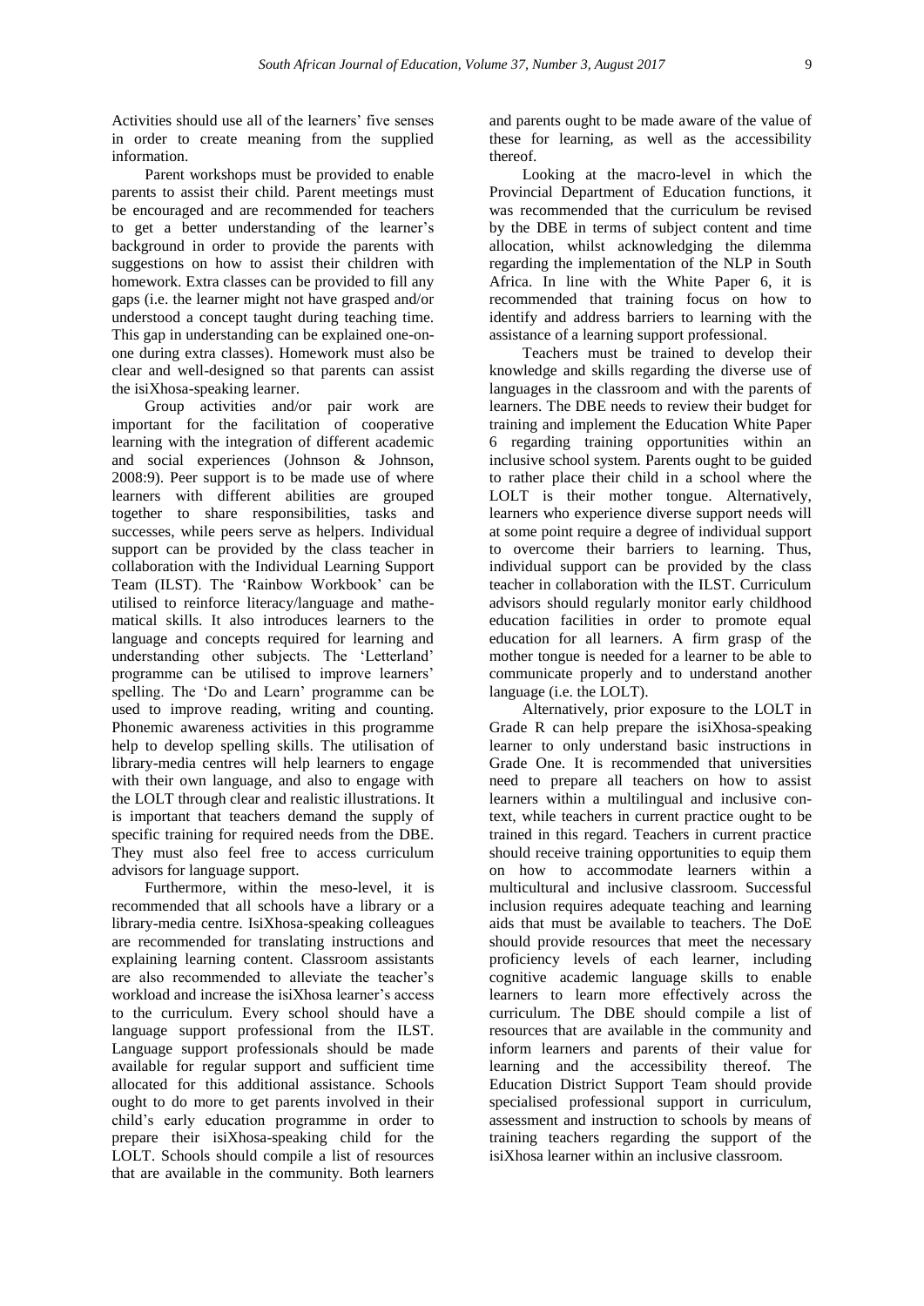Activities should use all of the learners' five senses in order to create meaning from the supplied information.

Parent workshops must be provided to enable parents to assist their child. Parent meetings must be encouraged and are recommended for teachers to get a better understanding of the learner's background in order to provide the parents with suggestions on how to assist their children with homework. Extra classes can be provided to fill any gaps (i.e. the learner might not have grasped and/or understood a concept taught during teaching time. This gap in understanding can be explained one-on-one during extra classes). Homework must also be clear and well-designed so that parents can assist the isiXhosa-speaking learner.

Group activities and/or pair work are important for the facilitation of cooperative learning with the integration of different academic and social experiences (Johnson & Johnson, 2008:9). Peer support is to be made use of where learners with different abilities are grouped together to share responsibilities, tasks and successes, while peers serve as helpers. Individual support can be provided by the class teacher in collaboration with the Individual Learning Support Team (ILST). The 'Rainbow Workbook' can be utilised to reinforce literacy/language and mathematical skills. It also introduces learners to the language and concepts required for learning and understanding other subjects. The 'Letterland' programme can be utilised to improve learners' spelling. The 'Do and Learn' programme can be used to improve reading, writing and counting. Phonemic awareness activities in this programme help to develop spelling skills. The utilisation of library-media centres will help learners to engage with their own language, and also to engage with the LOLT through clear and realistic illustrations. It is important that teachers demand the supply of specific training for required needs from the DBE. They must also feel free to access curriculum advisors for language support.

Furthermore, within the meso-level, it is recommended that all schools have a library or a library-media centre. IsiXhosa-speaking colleagues are recommended for translating instructions and explaining learning content. Classroom assistants are also recommended to alleviate the teacher's workload and increase the isiXhosa learner's access to the curriculum. Every school should have a language support professional from the ILST. Language support professionals should be made available for regular support and sufficient time allocated for this additional assistance. Schools ought to do more to get parents involved in their child's early education programme in order to prepare their isiXhosa-speaking child for the LOLT. Schools should compile a list of resources that are available in the community. Both learners and parents ought to be made aware of the value of these for learning, as well as the accessibility thereof.

Looking at the macro-level in which the Provincial Department of Education functions, it was recommended that the curriculum be revised by the DBE in terms of subject content and time allocation, whilst acknowledging the dilemma regarding the implementation of the NLP in South Africa. In line with the White Paper 6, it is recommended that training focus on how to identify and address barriers to learning with the assistance of a learning support professional.

Teachers must be trained to develop their knowledge and skills regarding the diverse use of languages in the classroom and with the parents of learners. The DBE needs to review their budget for training and implement the Education White Paper 6 regarding training opportunities within an inclusive school system. Parents ought to be guided to rather place their child in a school where the LOLT is their mother tongue. Alternatively, learners who experience diverse support needs will at some point require a degree of individual support to overcome their barriers to learning. Thus, individual support can be provided by the class teacher in collaboration with the ILST. Curriculum advisors should regularly monitor early childhood education facilities in order to promote equal education for all learners. A firm grasp of the mother tongue is needed for a learner to be able to communicate properly and to understand another language (i.e. the LOLT).

Alternatively, prior exposure to the LOLT in Grade R can help prepare the isiXhosa-speaking learner to only understand basic instructions in Grade One. It is recommended that universities need to prepare all teachers on how to assist learners within a multilingual and inclusive context, while teachers in current practice ought to be trained in this regard. Teachers in current practice should receive training opportunities to equip them on how to accommodate learners within a multicultural and inclusive classroom. Successful inclusion requires adequate teaching and learning aids that must be available to teachers. The DoE should provide resources that meet the necessary proficiency levels of each learner, including cognitive academic language skills to enable learners to learn more effectively across the curriculum. The DBE should compile a list of resources that are available in the community and inform learners and parents of their value for learning and the accessibility thereof. The Education District Support Team should provide specialised professional support in curriculum, assessment and instruction to schools by means of training teachers regarding the support of the isiXhosa learner within an inclusive classroom.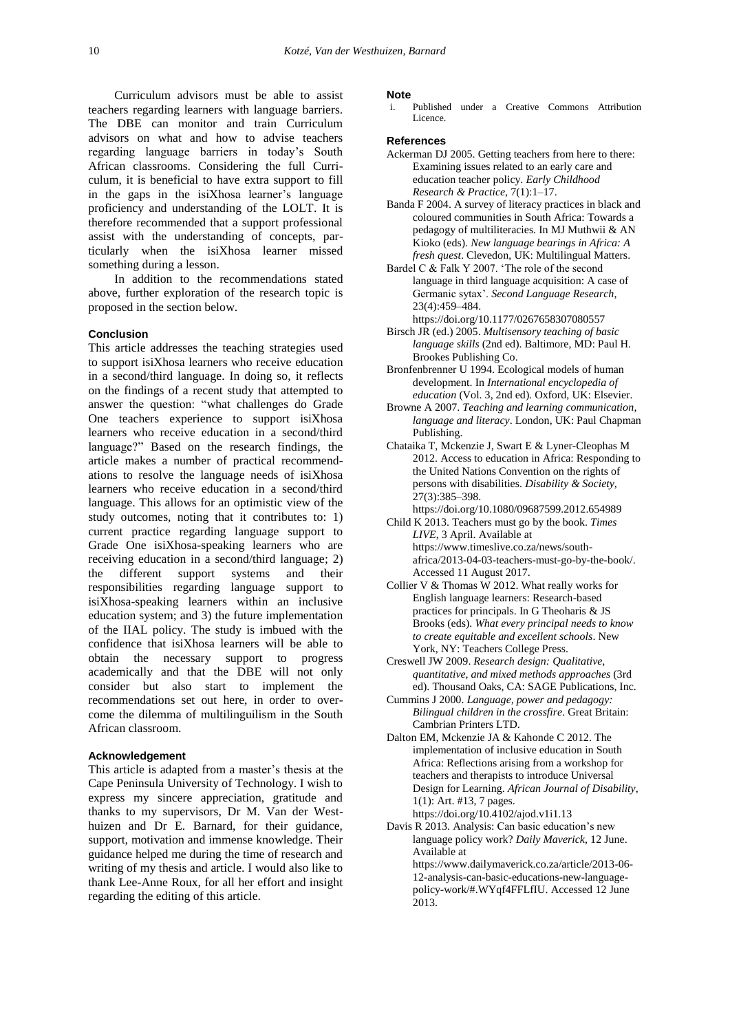Curriculum advisors must be able to assist teachers regarding learners with language barriers. The DBE can monitor and train Curriculum advisors on what and how to advise teachers regarding language barriers in today's South African classrooms. Considering the full Curriculum, it is beneficial to have extra support to fill in the gaps in the isiXhosa learner's language proficiency and understanding of the LOLT. It is therefore recommended that a support professional assist with the understanding of concepts, particularly when the isiXhosa learner missed something during a lesson.

In addition to the recommendations stated above, further exploration of the research topic is proposed in the section below.

## Conclusion

This article addresses the teaching strategies used to support isiXhosa learners who receive education in a second/third language. In doing so, it reflects on the findings of a recent study that attempted to answer the question: "what challenges do Grade One teachers experience to support isiXhosa learners who receive education in a second/third language?" Based on the research findings, the article makes a number of practical recommendations to resolve the language needs of isiXhosa learners who receive education in a second/third language. This allows for an optimistic view of the study outcomes, noting that it contributes to: 1) current practice regarding language support to Grade One isiXhosa-speaking learners who are receiving education in a second/third language; 2) the different support systems and their responsibilities regarding language support to isiXhosa-speaking learners within an inclusive education system; and 3) the future implementation of the IIAL policy. The study is imbued with the confidence that isiXhosa learners will be able to obtain the necessary support to progress academically and that the DBE will not only consider but also start to implement the recommendations set out here, in order to overcome the dilemma of multilinguilism in the South African classroom.

## Acknowledgement

This article is adapted from a master's thesis at the Cape Peninsula University of Technology. I wish to express my sincere appreciation, gratitude and thanks to my supervisors, Dr M. Van der Westhuizen and Dr E. Barnard, for their guidance, support, motivation and immense knowledge. Their guidance helped me during the time of research and writing of my thesis and article. I would also like to thank Lee-Anne Roux, for all her effort and insight regarding the editing of this article.

## Note

i. Published under a Creative Commons Attribution Licence.

## References

Ackerman DJ 2005. Getting teachers from here to there: Examining issues related to an early care and education teacher policy. *Early Childhood Research & Practice*, 7(1):1–17.

Banda F 2004. A survey of literacy practices in black and coloured communities in South Africa: Towards a pedagogy of multiliteracies. In MJ Muthwii & AN Kioko (eds). *New language bearings in Africa: A fresh quest*. Clevedon, UK: Multilingual Matters.

Bardel C & Falk Y 2007. 'The role of the second language in third language acquisition: A case of Germanic sytax'. *Second Language Research*, 23(4):459–484. https://doi.org/10.1177/0267658307080557

Birsch JR (ed.) 2005. *Multisensory teaching of basic language skills* (2nd ed). Baltimore, MD: Paul H. Brookes Publishing Co.

Bronfenbrenner U 1994. Ecological models of human development. In *International encyclopedia of education* (Vol. 3, 2nd ed). Oxford, UK: Elsevier.

Browne A 2007. *Teaching and learning communication, language and literacy*. London, UK: Paul Chapman Publishing.

Chataika T, Mckenzie J, Swart E & Lyner-Cleophas M 2012. Access to education in Africa: Responding to the United Nations Convention on the rights of persons with disabilities. *Disability & Society*, 27(3):385–398. https://doi.org/10.1080/09687599.2012.654989

Child K 2013. Teachers must go by the book. *Times LIVE*, 3 April. Available at https://www.timeslive.co.za/news/south-africa/2013-04-03-teachers-must-go-by-the-book/. Accessed 11 August 2017.

Collier V & Thomas W 2012. What really works for English language learners: Research-based practices for principals. In G Theoharis & JS Brooks (eds). *What every principal needs to know to create equitable and excellent schools*. New York, NY: Teachers College Press.

Creswell JW 2009. *Research design: Qualitative, quantitative, and mixed methods approaches* (3rd ed). Thousand Oaks, CA: SAGE Publications, Inc.

Cummins J 2000. *Language, power and pedagogy: Bilingual children in the crossfire*. Great Britain: Cambrian Printers LTD.

Dalton EM, Mckenzie JA & Kahonde C 2012. The implementation of inclusive education in South Africa: Reflections arising from a workshop for teachers and therapists to introduce Universal Design for Learning. *African Journal of Disability*, 1(1): Art. #13, 7 pages. https://doi.org/10.4102/ajod.v1i1.13

Davis R 2013. Analysis: Can basic education's new language policy work? *Daily Maverick*, 12 June. Available at https://www.dailymaverick.co.za/article/2013-06-12-analysis-can-basic-educations-new-language-policy-work/#.WYqf4FFLfIU. Accessed 12 June 2013.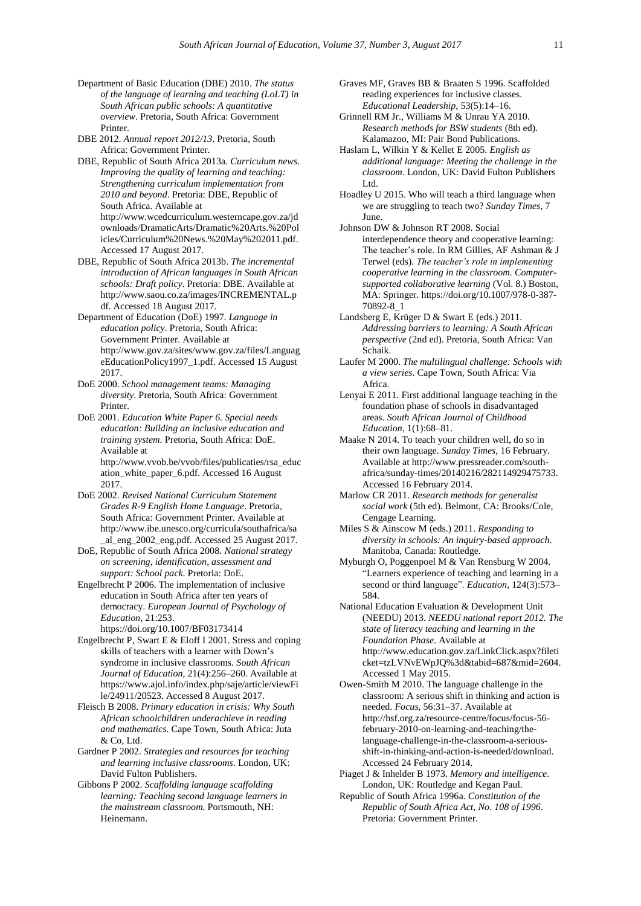Department of Basic Education (DBE) 2010. *The status of the language of learning and teaching (LoLT) in South African public schools: A quantitative overview*. Pretoria, South Africa: Government Printer.

DBE 2012. *Annual report 2012/13*. Pretoria, South Africa: Government Printer.

DBE, Republic of South Africa 2013a. *Curriculum news. Improving the quality of learning and teaching: Strengthening curriculum implementation from 2010 and beyond*. Pretoria: DBE, Republic of South Africa. Available at http://www.wcedcurriculum.westerncape.gov.za/jdownloads/DramaticArts/Dramatic%20Arts.%20Policies/Curriculum%20News.%20May%202011.pdf. Accessed 17 August 2017.

DBE, Republic of South Africa 2013b. *The incremental introduction of African languages in South African schools: Draft policy*. Pretoria: DBE. Available at http://www.saou.co.za/images/INCREMENTAL.pdf. Accessed 18 August 2017.

Department of Education (DoE) 1997. *Language in education policy*. Pretoria, South Africa: Government Printer. Available at http://www.gov.za/sites/www.gov.za/files/LanguageEducationPolicy1997_1.pdf. Accessed 15 August 2017.

DoE 2000. *School management teams: Managing diversity*. Pretoria, South Africa: Government Printer.

DoE 2001. *Education White Paper 6. Special needs education: Building an inclusive education and training system*. Pretoria, South Africa: DoE. Available at http://www.vvob.be/vvob/files/publicaties/rsa_education_white_paper_6.pdf. Accessed 16 August 2017.

DoE 2002. *Revised National Curriculum Statement Grades R-9 English Home Language*. Pretoria, South Africa: Government Printer. Available at http://www.ibe.unesco.org/curricula/southafrica/sa_al_eng_2002_eng.pdf. Accessed 25 August 2017.

DoE, Republic of South Africa 2008. *National strategy on screening, identification, assessment and support: School pack*. Pretoria: DoE.

Engelbrecht P 2006. The implementation of inclusive education in South Africa after ten years of democracy. *European Journal of Psychology of Education*, 21:253. https://doi.org/10.1007/BF03173414

Engelbrecht P, Swart E & Eloff I 2001. Stress and coping skills of teachers with a learner with Down's syndrome in inclusive classrooms. *South African Journal of Education*, 21(4):256–260. Available at https://www.ajol.info/index.php/saje/article/viewFile/24911/20523. Accessed 8 August 2017.

Fleisch B 2008. *Primary education in crisis: Why South African schoolchildren underachieve in reading and mathematics*. Cape Town, South Africa: Juta & Co, Ltd.

Gardner P 2002. *Strategies and resources for teaching and learning inclusive classrooms*. London, UK: David Fulton Publishers.

Gibbons P 2002. *Scaffolding language scaffolding learning: Teaching second language learners in the mainstream classroom*. Portsmouth, NH: Heinemann.

Graves MF, Graves BB & Braaten S 1996. Scaffolded reading experiences for inclusive classes. *Educational Leadership*, 53(5):14–16.

Grinnell RM Jr., Williams M & Unrau YA 2010. *Research methods for BSW students* (8th ed). Kalamazoo, MI: Pair Bond Publications.

Haslam L, Wilkin Y & Kellet E 2005. *English as additional language: Meeting the challenge in the classroom*. London, UK: David Fulton Publishers Ltd.

Hoadley U 2015. Who will teach a third language when we are struggling to teach two? *Sunday Times*, 7 June.

Johnson DW & Johnson RT 2008. Social interdependence theory and cooperative learning: The teacher's role. In RM Gillies, AF Ashman & J Terwel (eds). *The teacher's role in implementing cooperative learning in the classroom. Computer-supported collaborative learning* (Vol. 8.) Boston, MA: Springer. https://doi.org/10.1007/978-0-387-70892-8_1

Landsberg E, Krüger D & Swart E (eds.) 2011. *Addressing barriers to learning: A South African perspective* (2nd ed). Pretoria, South Africa: Van Schaik.

Laufer M 2000. *The multilingual challenge: Schools with a view series*. Cape Town, South Africa: Via Africa.

Lenyai E 2011. First additional language teaching in the foundation phase of schools in disadvantaged areas. *South African Journal of Childhood Education*, 1(1):68–81.

Maake N 2014. To teach your children well, do so in their own language. *Sunday Times*, 16 February. Available at http://www.pressreader.com/south-africa/sunday-times/20140216/282114929475733. Accessed 16 February 2014.

Marlow CR 2011. *Research methods for generalist social work* (5th ed). Belmont, CA: Brooks/Cole, Cengage Learning.

Miles S & Ainscow M (eds.) 2011. *Responding to diversity in schools: An inquiry-based approach*. Manitoba, Canada: Routledge.

Myburgh O, Poggenpoel M & Van Rensburg W 2004. "Learners experience of teaching and learning in a second or third language". *Education*, 124(3):573–584.

National Education Evaluation & Development Unit (NEEDU) 2013. *NEEDU national report 2012. The state of literacy teaching and learning in the Foundation Phase*. Available at http://www.education.gov.za/LinkClick.aspx?fileticket=tzLVNvEWpJQ%3d&tabid=687&mid=2604. Accessed 1 May 2015.

Owen-Smith M 2010. The language challenge in the classroom: A serious shift in thinking and action is needed. *Focus*, 56:31–37. Available at http://hsf.org.za/resource-centre/focus/focus-56-february-2010-on-learning-and-teaching/the-language-challenge-in-the-classroom-a-serious-shift-in-thinking-and-action-is-needed/download. Accessed 24 February 2014.

Piaget J & Inhelder B 1973. *Memory and intelligence*. London, UK: Routledge and Kegan Paul.

Republic of South Africa 1996a. *Constitution of the Republic of South Africa Act, No. 108 of 1996*. Pretoria: Government Printer.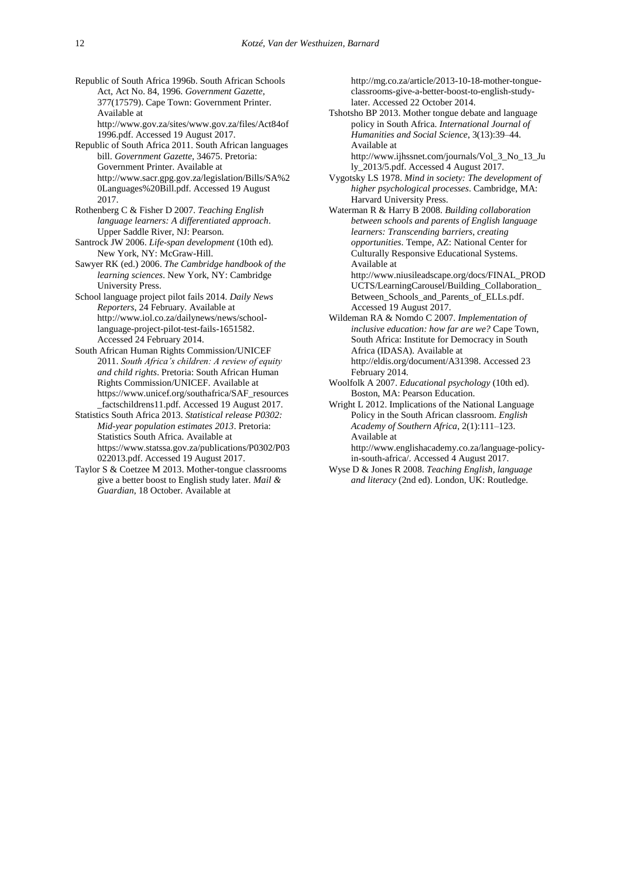Republic of South Africa 1996b. South African Schools Act, Act No. 84, 1996. *Government Gazette*, 377(17579). Cape Town: Government Printer. Available at http://www.gov.za/sites/www.gov.za/files/Act84of1996.pdf. Accessed 19 August 2017.

Republic of South Africa 2011. South African languages bill. *Government Gazette*, 34675. Pretoria: Government Printer. Available at http://www.sacr.gpg.gov.za/legislation/Bills/SA%20Languages%20Bill.pdf. Accessed 19 August 2017.

Rothenberg C & Fisher D 2007. *Teaching English language learners: A differentiated approach*. Upper Saddle River, NJ: Pearson.

Santrock JW 2006. *Life-span development* (10th ed). New York, NY: McGraw-Hill.

Sawyer RK (ed.) 2006. *The Cambridge handbook of the learning sciences*. New York, NY: Cambridge University Press.

School language project pilot fails 2014. *Daily News Reporters*, 24 February. Available at http://www.iol.co.za/dailynews/news/school-language-project-pilot-test-fails-1651582. Accessed 24 February 2014.

South African Human Rights Commission/UNICEF 2011. *South Africa's children: A review of equity and child rights*. Pretoria: South African Human Rights Commission/UNICEF. Available at https://www.unicef.org/southafrica/SAF_resources_factschildrens11.pdf. Accessed 19 August 2017.

Statistics South Africa 2013. *Statistical release P0302: Mid-year population estimates 2013*. Pretoria: Statistics South Africa. Available at https://www.statssa.gov.za/publications/P0302/P03022013.pdf. Accessed 19 August 2017.

Taylor S & Coetzee M 2013. Mother-tongue classrooms give a better boost to English study later. *Mail & Guardian*, 18 October. Available at http://mg.co.za/article/2013-10-18-mother-tongue-classrooms-give-a-better-boost-to-english-study-later. Accessed 22 October 2014.

Tshotsho BP 2013. Mother tongue debate and language policy in South Africa. *International Journal of Humanities and Social Science*, 3(13):39–44. Available at http://www.ijhssnet.com/journals/Vol_3_No_13_July_2013/5.pdf. Accessed 4 August 2017.

Vygotsky LS 1978. *Mind in society: The development of higher psychological processes*. Cambridge, MA: Harvard University Press.

Waterman R & Harry B 2008. *Building collaboration between schools and parents of English language learners: Transcending barriers, creating opportunities*. Tempe, AZ: National Center for Culturally Responsive Educational Systems. Available at http://www.niusileadscape.org/docs/FINAL_PRODUCTS/LearningCarousel/Building_Collaboration_Between_Schools_and_Parents_of_ELLs.pdf. Accessed 19 August 2017.

Wildeman RA & Nomdo C 2007. *Implementation of inclusive education: how far are we?* Cape Town, South Africa: Institute for Democracy in South Africa (IDASA). Available at http://eldis.org/document/A31398. Accessed 23 February 2014.

Woolfolk A 2007. *Educational psychology* (10th ed). Boston, MA: Pearson Education.

Wright L 2012. Implications of the National Language Policy in the South African classroom. *English Academy of Southern Africa*, 2(1):111–123. Available at http://www.englishacademy.co.za/language-policy-in-south-africa/. Accessed 4 August 2017.

Wyse D & Jones R 2008. *Teaching English, language and literacy* (2nd ed). London, UK: Routledge.